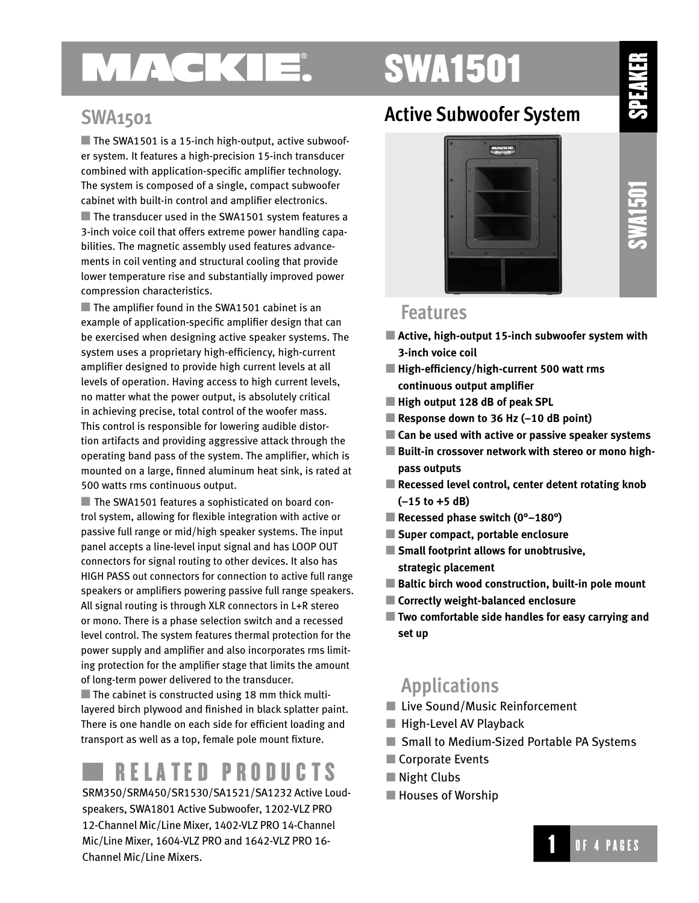# MACKIE. SWA1501

## SWA1501

The SWA1501 is a 15-inch high-output, active subwoofer system. It features a high-precision 15-inch transducer combined with application-specific amplifier technology. The system is composed of a single, compact subwoofer cabinet with built-in control and amplifier electronics.

The transducer used in the SWA1501 system features a 3-inch voice coil that offers extreme power handling capabilities. The magnetic assembly used features advancements in coil venting and structural cooling that provide lower temperature rise and substantially improved power compression characteristics.

The amplifier found in the SWA1501 cabinet is an example of application-specific amplifier design that can be exercised when designing active speaker systems. The system uses a proprietary high-efficiency, high-current amplifier designed to provide high current levels at all levels of operation. Having access to high current levels, no matter what the power output, is absolutely critical in achieving precise, total control of the woofer mass. This control is responsible for lowering audible distortion artifacts and providing aggressive attack through the operating band pass of the system. The amplifier, which is mounted on a large, finned aluminum heat sink, is rated at 500 watts rms continuous output.

The SWA1501 features a sophisticated on board control system, allowing for flexible integration with active or passive full range or mid/high speaker systems. The input panel accepts a line-level input signal and has LOOP OUT connectors for signal routing to other devices. It also has HIGH PASS out connectors for connection to active full range speakers or amplifiers powering passive full range speakers. All signal routing is through XLR connectors in L+R stereo or mono. There is a phase selection switch and a recessed level control. The system features thermal protection for the power supply and amplifier and also incorporates rms limiting protection for the amplifier stage that limits the amount of long-term power delivered to the transducer.

The cabinet is constructed using 18 mm thick multi-layered birch plywood and finished in black splatter paint. There is one handle on each side for efficient loading and transport as well as a top, female pole mount fixture.

## RELATED PRODUCTS

SRM350/SRM450/SR1530/SA1521/SA1232 Active Loudspeakers, SWA1801 Active Subwoofer, 1202-VLZ PRO 12-Channel Mic/Line Mixer, 1402-VLZ PRO 14-Channel Mic/Line Mixer, 1604-VLZ PRO and 1642-VLZ PRO 16-Channel Mic/Line Mixers.

## Active Subwoofer System

## Features

- **Active, high-output 15-inch subwoofer system with 3-inch voice coil**
- **High-efficiency/high-current 500 watt rms continuous output amplifier**
- **High output 128 dB of peak SPL**
- **Response down to 36 Hz (–10 dB point)**
- **Can be used with active or passive speaker systems**
- **Built-in crossover network with stereo or mono high-pass outputs**
- **Recessed level control, center detent rotating knob (–15 to +5 dB)**
- **Recessed phase switch (0º–180º)**
- **Super compact, portable enclosure**
- **Small footprint allows for unobtrusive, strategic placement**
- **Baltic birch wood construction, built-in pole mount**
- **Correctly weight-balanced enclosure**
- **Two comfortable side handles for easy carrying and set up**

## Applications

- Live Sound/Music Reinforcement
- High-Level AV Playback
- Small to Medium-Sized Portable PA Systems
- Corporate Events
- Night Clubs
- Houses of Worship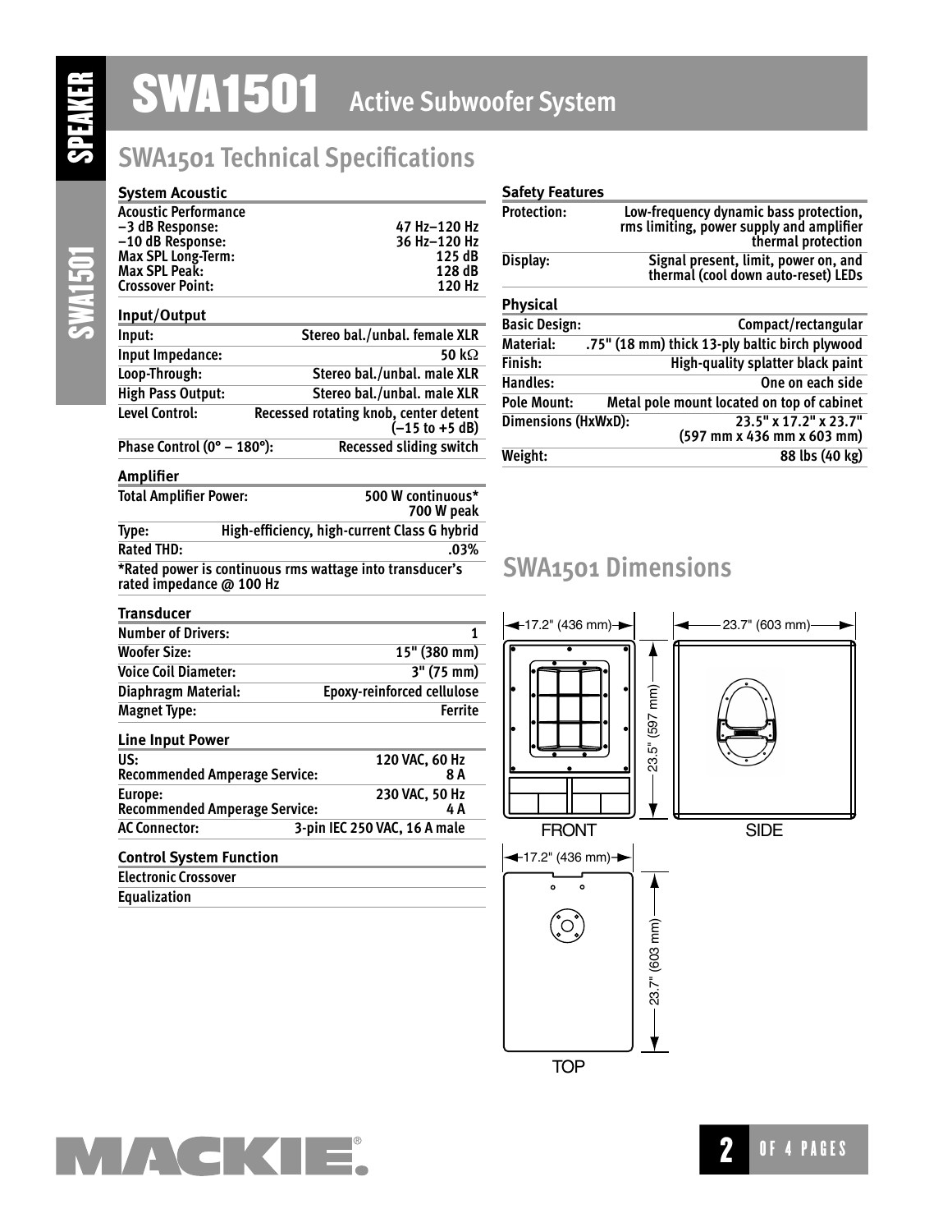# SWA1501 Active Subwoofer System

## SWA1501 Technical Specifications

### System Acoustic

| Acoustic Performance | |
|---|---|
| –3 dB Response: | 47 Hz–120 Hz |
| –10 dB Response: | 36 Hz–120 Hz |
| Max SPL Long-Term: | 125 dB |
| Max SPL Peak: | 128 dB |
| Crossover Point: | 120 Hz |

### Input/Output

| | |
|---|---|
| Input: | Stereo bal./unbal. female XLR |
| Input Impedance: | 50 kΩ |
| Loop-Through: | Stereo bal./unbal. male XLR |
| High Pass Output: | Stereo bal./unbal. male XLR |
| Level Control: | Recessed rotating knob, center detent (–15 to +5 dB) |
| Phase Control (0° – 180°): | Recessed sliding switch |

### Amplifier

| | |
|---|---|
| Total Amplifier Power: | 500 W continuous* 700 W peak |
| Type: | High-efficiency, high-current Class G hybrid |
| Rated THD: | .03% |

*Rated power is continuous rms wattage into transducer's rated impedance @ 100 Hz

### Transducer

| | |
|---|---|
| Number of Drivers: | 1 |
| Woofer Size: | 15" (380 mm) |
| Voice Coil Diameter: | 3" (75 mm) |
| Diaphragm Material: | Epoxy-reinforced cellulose |
| Magnet Type: | Ferrite |

### Line Input Power

| | |
|---|---|
| US: | 120 VAC, 60 Hz |
| Recommended Amperage Service: | 8 A |
| Europe: | 230 VAC, 50 Hz |
| Recommended Amperage Service: | 4 A |
| AC Connector: | 3-pin IEC 250 VAC, 16 A male |

### Control System Function

- Electronic Crossover
- Equalization

### Safety Features

| | |
|---|---|
| Protection: | Low-frequency dynamic bass protection, rms limiting, power supply and amplifier thermal protection |
| Display: | Signal present, limit, power on, and thermal (cool down auto-reset) LEDs |

### Physical

| | |
|---|---|
| Basic Design: | Compact/rectangular |
| Material: | .75" (18 mm) thick 13-ply baltic birch plywood |
| Finish: | High-quality splatter black paint |
| Handles: | One on each side |
| Pole Mount: | Metal pole mount located on top of cabinet |
| Dimensions (HxWxD): | 23.5" x 17.2" x 23.7" (597 mm x 436 mm x 603 mm) |
| Weight: | 88 lbs (40 kg) |

## SWA1501 Dimensions

FRONT: 17.2" (436 mm) wide, 23.5" (597 mm) high

SIDE: 23.7" (603 mm) deep

TOP: 17.2" (436 mm) wide, 23.7" (603 mm) deep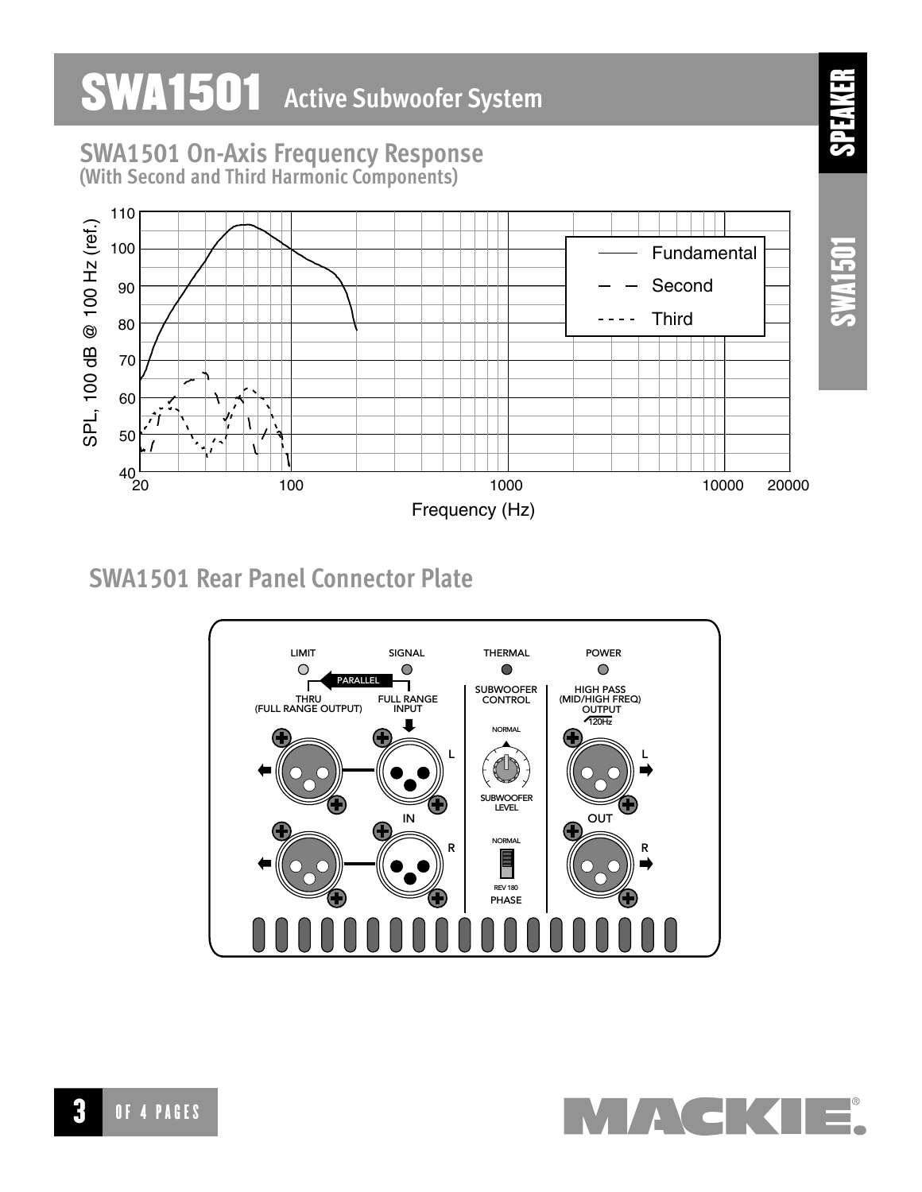# SWA1501 Active Subwoofer System

## SWA1501 On-Axis Frequency Response
**(With Second and Third Harmonic Components)**

SPL, 100 dB @ 100 Hz (ref.)

Frequency (Hz)

Fundamental
Second
Third

## SWA1501 Rear Panel Connector Plate

LIMIT SIGNAL THERMAL POWER

PARALLEL

THRU (FULL RANGE OUTPUT)

FULL RANGE INPUT

SUBWOOFER CONTROL

HIGH PASS (MID/HIGH FREQ) OUTPUT 120Hz

NORMAL

SUBWOOFER LEVEL

L IN R

OUT

NORMAL

REV 180

PHASE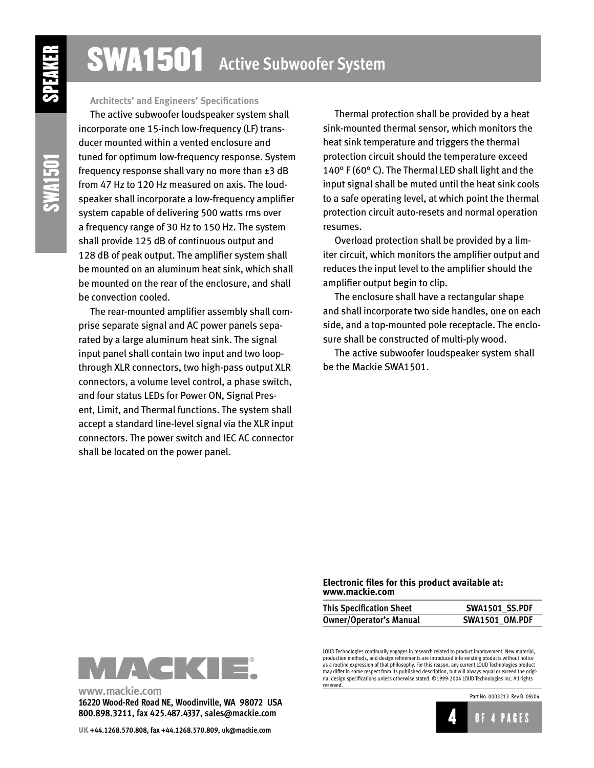# SWA1501 Active Subwoofer System

### Architects' and Engineers' Specifications

The active subwoofer loudspeaker system shall incorporate one 15-inch low-frequency (LF) transducer mounted within a vented enclosure and tuned for optimum low-frequency response. System frequency response shall vary no more than ±3 dB from 47 Hz to 120 Hz measured on axis. The loudspeaker shall incorporate a low-frequency amplifier system capable of delivering 500 watts rms over a frequency range of 30 Hz to 150 Hz. The system shall provide 125 dB of continuous output and 128 dB of peak output. The amplifier system shall be mounted on an aluminum heat sink, which shall be mounted on the rear of the enclosure, and shall be convection cooled.

The rear-mounted amplifier assembly shall comprise separate signal and AC power panels separated by a large aluminum heat sink. The signal input panel shall contain two input and two loop-through XLR connectors, two high-pass output XLR connectors, a volume level control, a phase switch, and four status LEDs for Power ON, Signal Present, Limit, and Thermal functions. The system shall accept a standard line-level signal via the XLR input connectors. The power switch and IEC AC connector shall be located on the power panel.

Thermal protection shall be provided by a heat sink-mounted thermal sensor, which monitors the heat sink temperature and triggers the thermal protection circuit should the temperature exceed 140° F (60° C). The Thermal LED shall light and the input signal shall be muted until the heat sink cools to a safe operating level, at which point the thermal protection circuit auto-resets and normal operation resumes.

Overload protection shall be provided by a limiter circuit, which monitors the amplifier output and reduces the input level to the amplifier should the amplifier output begin to clip.

The enclosure shall have a rectangular shape and shall incorporate two side handles, one on each side, and a top-mounted pole receptacle. The enclosure shall be constructed of multi-ply wood.

The active subwoofer loudspeaker system shall be the Mackie SWA1501.

**Electronic files for this product available at: www.mackie.com**

| | |
|---|---|
| **This Specification Sheet** | **SWA1501_SS.PDF** |
| **Owner/Operator's Manual** | **SWA1501_OM.PDF** |

LOUD Technologies continually engages in research related to product improvement. New material, production methods, and design refinements are introduced into existing products without notice as a routine expression of that philosophy. For this reason, any current LOUD Technologies product may differ in some respect from its published description, but will always equal or exceed the original design specifications unless otherwise stated. ©1999-2004 LOUD Technologies Inc. All rights reserved.

Part No. 0003213 Rev B 09/04

MACKIE.

**www.mackie.com**
**16220 Wood-Red Road NE, Woodinville, WA 98072 USA**
**800.898.3211, fax 425.487.4337, sales@mackie.com**

**UK +44.1268.570.808, fax +44.1268.570.809, uk@mackie.com**